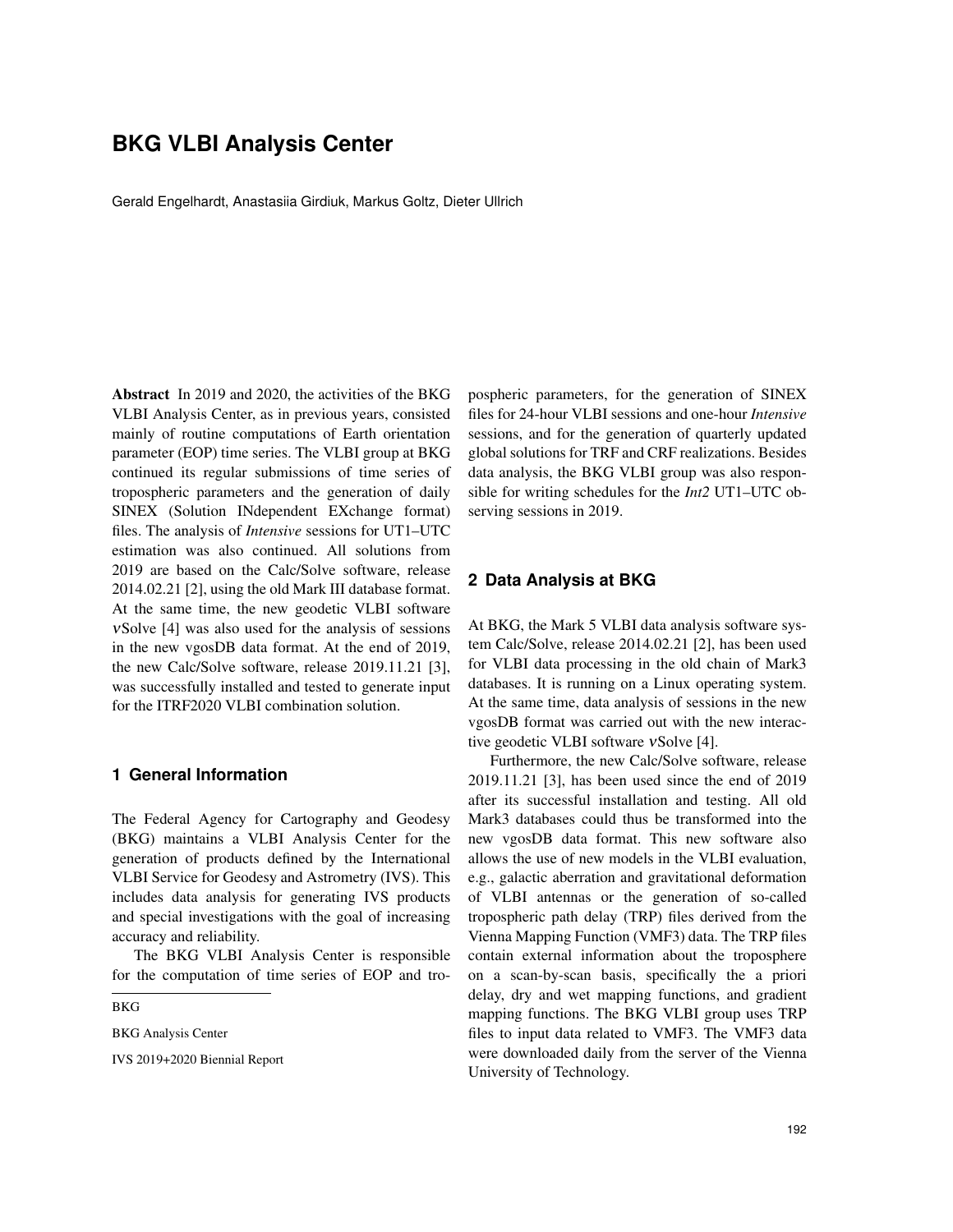# BKG VLBI Analysis Center

Gerald Engelhardt, Anastasiia Girdiuk, Markus Goltz, Dieter Ullrich

**Abstract** In 2019 and 2020, the activities of the BKG VLBI Analysis Center, as in previous years, consisted mainly of routine computations of Earth orientation parameter (EOP) time series. The VLBI group at BKG continued its regular submissions of time series of tropospheric parameters and the generation of daily SINEX (Solution INdependent EXchange format) files. The analysis of *Intensive* sessions for UT1–UTC estimation was also continued. All solutions from 2019 are based on the Calc/Solve software, release 2014.02.21 [2], using the old Mark III database format. At the same time, the new geodetic VLBI software $\nu$Solve [4] was also used for the analysis of sessions in the new vgosDB data format. At the end of 2019, the new Calc/Solve software, release 2019.11.21 [3], was successfully installed and tested to generate input for the ITRF2020 VLBI combination solution.

## 1 General Information

The Federal Agency for Cartography and Geodesy (BKG) maintains a VLBI Analysis Center for the generation of products defined by the International VLBI Service for Geodesy and Astrometry (IVS). This includes data analysis for generating IVS products and special investigations with the goal of increasing accuracy and reliability.

The BKG VLBI Analysis Center is responsible for the computation of time series of EOP and tropospheric parameters, for the generation of SINEX files for 24-hour VLBI sessions and one-hour *Intensive* sessions, and for the generation of quarterly updated global solutions for TRF and CRF realizations. Besides data analysis, the BKG VLBI group was also responsible for writing schedules for the *Int2* UT1–UTC observing sessions in 2019.

BKG

BKG Analysis Center

IVS 2019+2020 Biennial Report

## 2 Data Analysis at BKG

At BKG, the Mark 5 VLBI data analysis software system Calc/Solve, release 2014.02.21 [2], has been used for VLBI data processing in the old chain of Mark3 databases. It is running on a Linux operating system. At the same time, data analysis of sessions in the new vgosDB format was carried out with the new interactive geodetic VLBI software $\nu$Solve [4].

Furthermore, the new Calc/Solve software, release 2019.11.21 [3], has been used since the end of 2019 after its successful installation and testing. All old Mark3 databases could thus be transformed into the new vgosDB data format. This new software also allows the use of new models in the VLBI evaluation, e.g., galactic aberration and gravitational deformation of VLBI antennas or the generation of so-called tropospheric path delay (TRP) files derived from the Vienna Mapping Function (VMF3) data. The TRP files contain external information about the troposphere on a scan-by-scan basis, specifically the a priori delay, dry and wet mapping functions, and gradient mapping functions. The BKG VLBI group uses TRP files to input data related to VMF3. The VMF3 data were downloaded daily from the server of the Vienna University of Technology.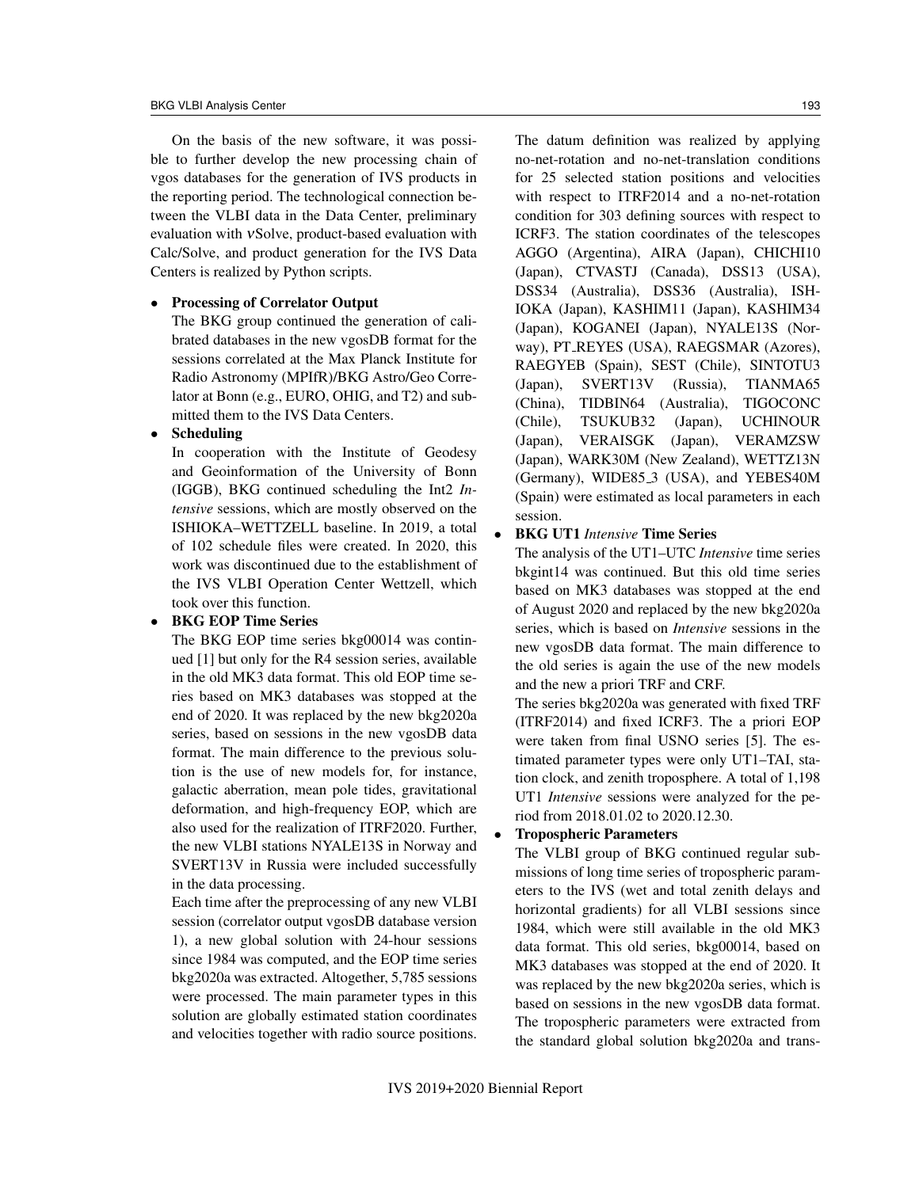On the basis of the new software, it was possible to further develop the new processing chain of vgos databases for the generation of IVS products in the reporting period. The technological connection between the VLBI data in the Data Center, preliminary evaluation with νSolve, product-based evaluation with Calc/Solve, and product generation for the IVS Data Centers is realized by Python scripts.

- **Processing of Correlator Output**
  The BKG group continued the generation of calibrated databases in the new vgosDB format for the sessions correlated at the Max Planck Institute for Radio Astronomy (MPIfR)/BKG Astro/Geo Correlator at Bonn (e.g., EURO, OHIG, and T2) and submitted them to the IVS Data Centers.
- **Scheduling**
  In cooperation with the Institute of Geodesy and Geoinformation of the University of Bonn (IGGB), BKG continued scheduling the Int2 *Intensive* sessions, which are mostly observed on the ISHIOKA–WETTZELL baseline. In 2019, a total of 102 schedule files were created. In 2020, this work was discontinued due to the establishment of the IVS VLBI Operation Center Wettzell, which took over this function.
- **BKG EOP Time Series**
  The BKG EOP time series bkg00014 was continued [1] but only for the R4 session series, available in the old MK3 data format. This old EOP time series based on MK3 databases was stopped at the end of 2020. It was replaced by the new bkg2020a series, based on sessions in the new vgosDB data format. The main difference to the previous solution is the use of new models for, for instance, galactic aberration, mean pole tides, gravitational deformation, and high-frequency EOP, which are also used for the realization of ITRF2020. Further, the new VLBI stations NYALE13S in Norway and SVERT13V in Russia were included successfully in the data processing.
  Each time after the preprocessing of any new VLBI session (correlator output vgosDB database version 1), a new global solution with 24-hour sessions since 1984 was computed, and the EOP time series bkg2020a was extracted. Altogether, 5,785 sessions were processed. The main parameter types in this solution are globally estimated station coordinates and velocities together with radio source positions. The datum definition was realized by applying no-net-rotation and no-net-translation conditions for 25 selected station positions and velocities with respect to ITRF2014 and a no-net-rotation condition for 303 defining sources with respect to ICRF3. The station coordinates of the telescopes AGGO (Argentina), AIRA (Japan), CHICHI10 (Japan), CTVASTJ (Canada), DSS13 (USA), DSS34 (Australia), DSS36 (Australia), ISHIOKA (Japan), KASHIM11 (Japan), KASHIM34 (Japan), KOGANEI (Japan), NYALE13S (Norway), PT_REYES (USA), RAEGSMAR (Azores), RAEGYEB (Spain), SEST (Chile), SINTOTU3 (Japan), SVERT13V (Russia), TIANMA65 (China), TIDBIN64 (Australia), TIGOCONC (Chile), TSUKUB32 (Japan), UCHINOUR (Japan), VERAISGK (Japan), VERAMZSW (Japan), WARK30M (New Zealand), WETTZ13N (Germany), WIDE85_3 (USA), and YEBES40M (Spain) were estimated as local parameters in each session.
- **BKG UT1 *Intensive* Time Series**
  The analysis of the UT1–UTC *Intensive* time series bkgint14 was continued. But this old time series based on MK3 databases was stopped at the end of August 2020 and replaced by the new bkg2020a series, which is based on *Intensive* sessions in the new vgosDB data format. The main difference to the old series is again the use of the new models and the new a priori TRF and CRF.
  The series bkg2020a was generated with fixed TRF (ITRF2014) and fixed ICRF3. The a priori EOP were taken from final USNO series [5]. The estimated parameter types were only UT1–TAI, station clock, and zenith troposphere. A total of 1,198 UT1 *Intensive* sessions were analyzed for the period from 2018.01.02 to 2020.12.30.
- **Tropospheric Parameters**
  The VLBI group of BKG continued regular submissions of long time series of tropospheric parameters to the IVS (wet and total zenith delays and horizontal gradients) for all VLBI sessions since 1984, which were still available in the old MK3 data format. This old series, bkg00014, based on MK3 databases was stopped at the end of 2020. It was replaced by the new bkg2020a series, which is based on sessions in the new vgosDB data format. The tropospheric parameters were extracted from the standard global solution bkg2020a and trans-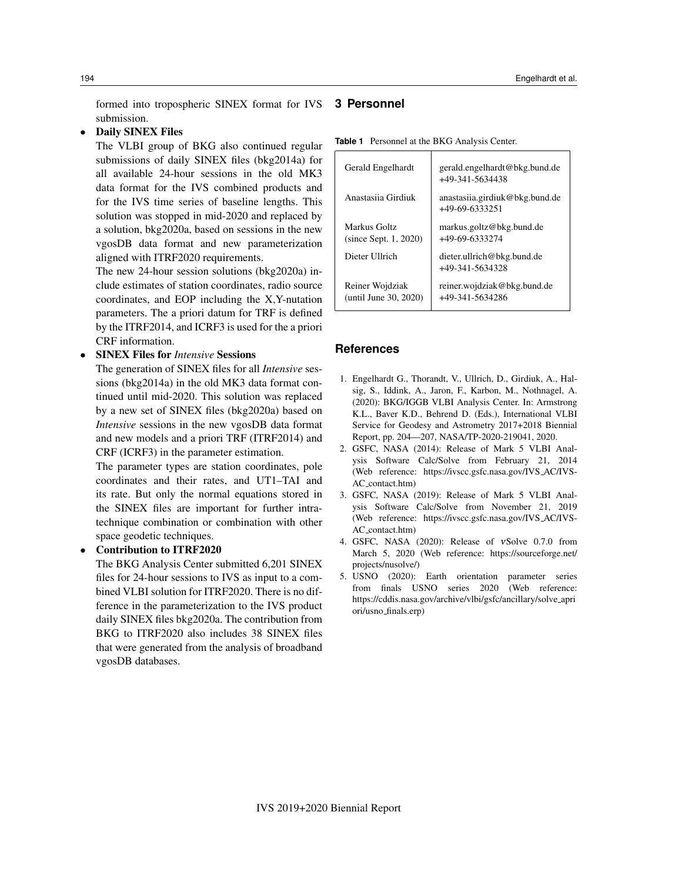formed into tropospheric SINEX format for IVS submission.

- **Daily SINEX Files**

  The VLBI group of BKG also continued regular submissions of daily SINEX files (bkg2014a) for all available 24-hour sessions in the old MK3 data format for the IVS combined products and for the IVS time series of baseline lengths. This solution was stopped in mid-2020 and replaced by a solution, bkg2020a, based on sessions in the new vgosDB data format and new parameterization aligned with ITRF2020 requirements.

  The new 24-hour session solutions (bkg2020a) include estimates of station coordinates, radio source coordinates, and EOP including the X,Y-nutation parameters. The a priori datum for TRF is defined by the ITRF2014, and ICRF3 is used for the a priori CRF information.

- **SINEX Files for *Intensive* Sessions**

  The generation of SINEX files for all *Intensive* sessions (bkg2014a) in the old MK3 data format continued until mid-2020. This solution was replaced by a new set of SINEX files (bkg2020a) based on *Intensive* sessions in the new vgosDB data format and new models and a priori TRF (ITRF2014) and CRF (ICRF3) in the parameter estimation.

  The parameter types are station coordinates, pole coordinates and their rates, and UT1–TAI and its rate. But only the normal equations stored in the SINEX files are important for further intra-technique combination or combination with other space geodetic techniques.

- **Contribution to ITRF2020**

  The BKG Analysis Center submitted 6,201 SINEX files for 24-hour sessions to IVS as input to a combined VLBI solution for ITRF2020. There is no difference in the parameterization to the IVS product daily SINEX files bkg2020a. The contribution from BKG to ITRF2020 also includes 38 SINEX files that were generated from the analysis of broadband vgosDB databases.

## 3 Personnel

**Table 1** Personnel at the BKG Analysis Center.

| | |
|---|---|
| Gerald Engelhardt | gerald.engelhardt@bkg.bund.de +49-341-5634438 |
| Anastasiia Girdiuk | anastasiia.girdiuk@bkg.bund.de +49-69-6333251 |
| Markus Goltz (since Sept. 1, 2020) | markus.goltz@bkg.bund.de +49-69-6333274 |
| Dieter Ullrich | dieter.ullrich@bkg.bund.de +49-341-5634328 |
| Reiner Wojdziak (until June 30, 2020) | reiner.wojdziak@bkg.bund.de +49-341-5634286 |

## References

1. Engelhardt G., Thorandt, V., Ullrich, D., Girdiuk, A., Halsig, S., Iddink, A., Jaron, F., Karbon, M., Nothnagel, A. (2020): BKG/IGGB VLBI Analysis Center. In: Armstrong K.L., Baver K.D., Behrend D. (Eds.), International VLBI Service for Geodesy and Astrometry 2017+2018 Biennial Report, pp. 204—207, NASA/TP-2020-219041, 2020.
2. GSFC, NASA (2014): Release of Mark 5 VLBI Analysis Software Calc/Solve from February 21, 2014 (Web reference: https://ivscc.gsfc.nasa.gov/IVS_AC/IVS-AC_contact.htm)
3. GSFC, NASA (2019): Release of Mark 5 VLBI Analysis Software Calc/Solve from November 21, 2019 (Web reference: https://ivscc.gsfc.nasa.gov/IVS_AC/IVS-AC_contact.htm)
4. GSFC, NASA (2020): Release of νSolve 0.7.0 from March 5, 2020 (Web reference: https://sourceforge.net/projects/nusolve/)
5. USNO (2020): Earth orientation parameter series from finals USNO series 2020 (Web reference: https://cddis.nasa.gov/archive/vlbi/gsfc/ancillary/solve_apriori/usno_finals.erp)